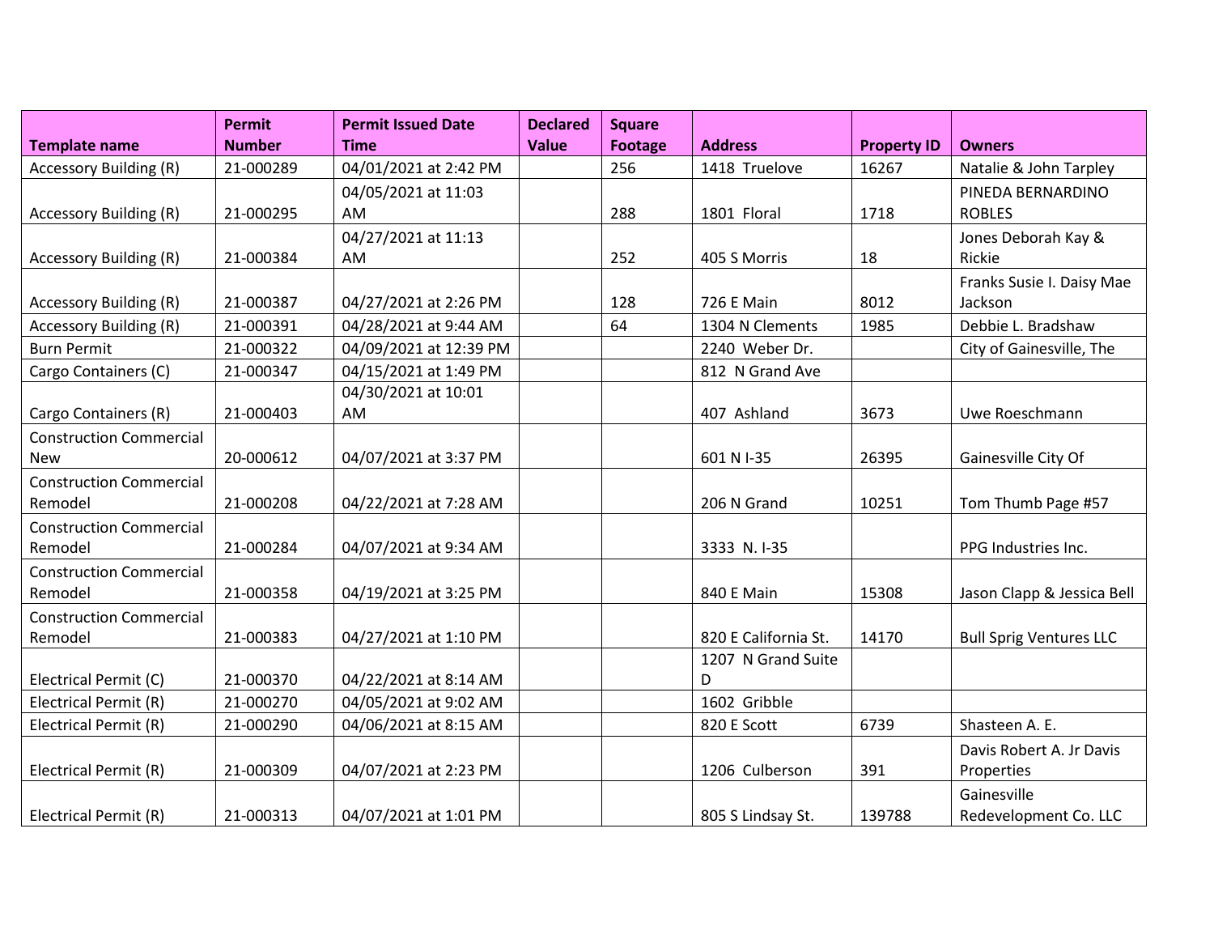| Template name | Permit Number | Permit Issued Date Time | Declared Value | Square Footage | Address | Property ID | Owners |
|---|---|---|---|---|---|---|---|
| Accessory Building (R) | 21-000289 | 04/01/2021 at 2:42 PM | | 256 | 1418 Truelove | 16267 | Natalie & John Tarpley |
| Accessory Building (R) | 21-000295 | 04/05/2021 at 11:03 AM | | 288 | 1801 Floral | 1718 | PINEDA BERNARDINO ROBLES |
| Accessory Building (R) | 21-000384 | 04/27/2021 at 11:13 AM | | 252 | 405 S Morris | 18 | Jones Deborah Kay & Rickie |
| Accessory Building (R) | 21-000387 | 04/27/2021 at 2:26 PM | | 128 | 726 E Main | 8012 | Franks Susie I. Daisy Mae Jackson |
| Accessory Building (R) | 21-000391 | 04/28/2021 at 9:44 AM | | 64 | 1304 N Clements | 1985 | Debbie L. Bradshaw |
| Burn Permit | 21-000322 | 04/09/2021 at 12:39 PM | | | 2240 Weber Dr. | | City of Gainesville, The |
| Cargo Containers (C) | 21-000347 | 04/15/2021 at 1:49 PM | | | 812 N Grand Ave | | |
| Cargo Containers (R) | 21-000403 | 04/30/2021 at 10:01 AM | | | 407 Ashland | 3673 | Uwe Roeschmann |
| Construction Commercial New | 20-000612 | 04/07/2021 at 3:37 PM | | | 601 N I-35 | 26395 | Gainesville City Of |
| Construction Commercial Remodel | 21-000208 | 04/22/2021 at 7:28 AM | | | 206 N Grand | 10251 | Tom Thumb Page #57 |
| Construction Commercial Remodel | 21-000284 | 04/07/2021 at 9:34 AM | | | 3333 N. I-35 | | PPG Industries Inc. |
| Construction Commercial Remodel | 21-000358 | 04/19/2021 at 3:25 PM | | | 840 E Main | 15308 | Jason Clapp & Jessica Bell |
| Construction Commercial Remodel | 21-000383 | 04/27/2021 at 1:10 PM | | | 820 E California St. | 14170 | Bull Sprig Ventures LLC |
| Electrical Permit (C) | 21-000370 | 04/22/2021 at 8:14 AM | | | 1207 N Grand Suite D | | |
| Electrical Permit (R) | 21-000270 | 04/05/2021 at 9:02 AM | | | 1602 Gribble | | |
| Electrical Permit (R) | 21-000290 | 04/06/2021 at 8:15 AM | | | 820 E Scott | 6739 | Shasteen A. E. |
| Electrical Permit (R) | 21-000309 | 04/07/2021 at 2:23 PM | | | 1206 Culberson | 391 | Davis Robert A. Jr Davis Properties |
| Electrical Permit (R) | 21-000313 | 04/07/2021 at 1:01 PM | | | 805 S Lindsay St. | 139788 | Gainesville Redevelopment Co. LLC |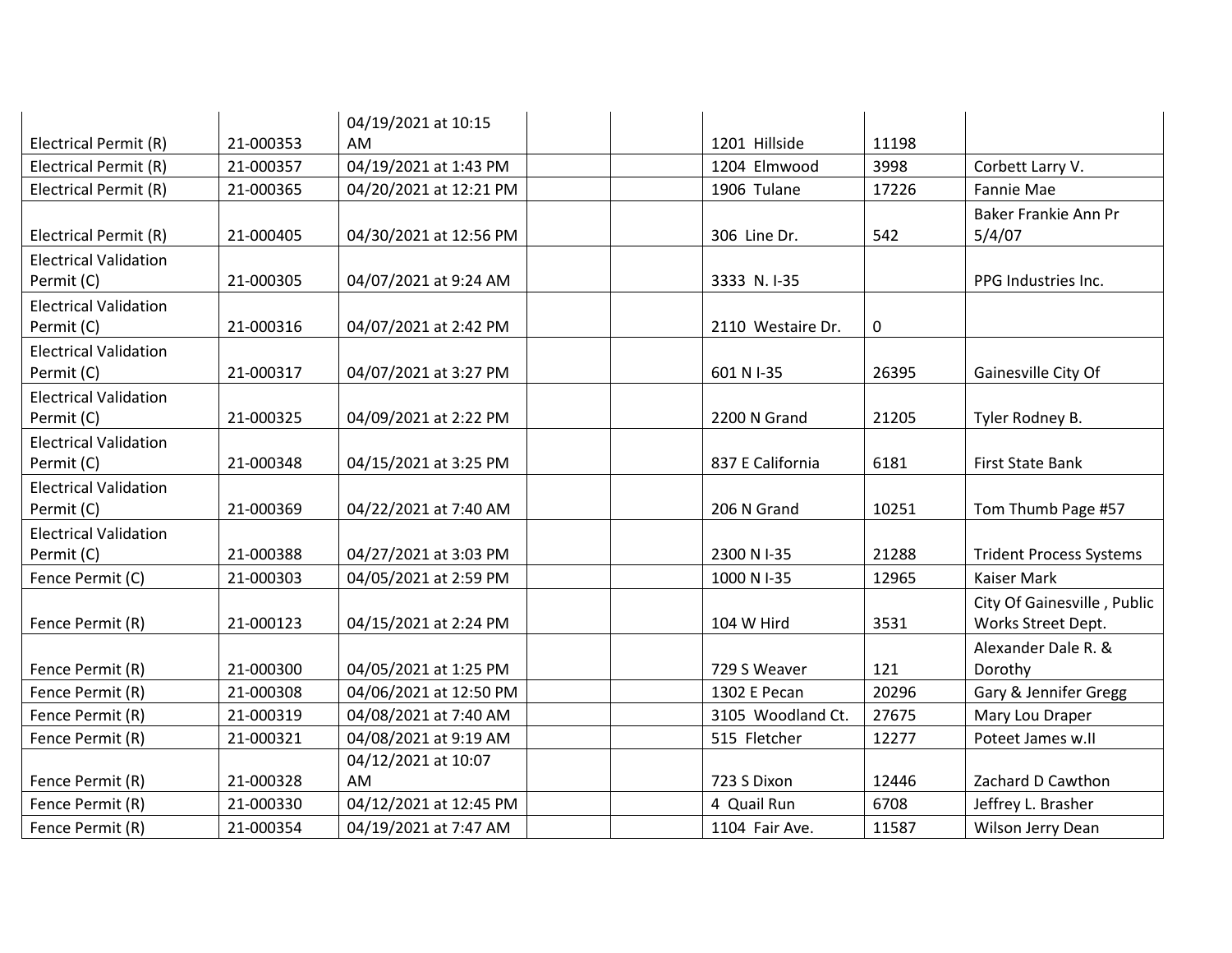| | | | | | | | |
|---|---|---|---|---|---|---|---|
| Electrical Permit (R) | 21-000353 | 04/19/2021 at 10:15 AM | | | 1201 Hillside | 11198 | |
| Electrical Permit (R) | 21-000357 | 04/19/2021 at 1:43 PM | | | 1204 Elmwood | 3998 | Corbett Larry V. |
| Electrical Permit (R) | 21-000365 | 04/20/2021 at 12:21 PM | | | 1906 Tulane | 17226 | Fannie Mae |
| Electrical Permit (R) | 21-000405 | 04/30/2021 at 12:56 PM | | | 306 Line Dr. | 542 | Baker Frankie Ann Pr 5/4/07 |
| Electrical Validation Permit (C) | 21-000305 | 04/07/2021 at 9:24 AM | | | 3333 N. I-35 | | PPG Industries Inc. |
| Electrical Validation Permit (C) | 21-000316 | 04/07/2021 at 2:42 PM | | | 2110 Westaire Dr. | 0 | |
| Electrical Validation Permit (C) | 21-000317 | 04/07/2021 at 3:27 PM | | | 601 N I-35 | 26395 | Gainesville City Of |
| Electrical Validation Permit (C) | 21-000325 | 04/09/2021 at 2:22 PM | | | 2200 N Grand | 21205 | Tyler Rodney B. |
| Electrical Validation Permit (C) | 21-000348 | 04/15/2021 at 3:25 PM | | | 837 E California | 6181 | First State Bank |
| Electrical Validation Permit (C) | 21-000369 | 04/22/2021 at 7:40 AM | | | 206 N Grand | 10251 | Tom Thumb Page #57 |
| Electrical Validation Permit (C) | 21-000388 | 04/27/2021 at 3:03 PM | | | 2300 N I-35 | 21288 | Trident Process Systems |
| Fence Permit (C) | 21-000303 | 04/05/2021 at 2:59 PM | | | 1000 N I-35 | 12965 | Kaiser Mark |
| Fence Permit (R) | 21-000123 | 04/15/2021 at 2:24 PM | | | 104 W Hird | 3531 | City Of Gainesville , Public Works Street Dept. |
| Fence Permit (R) | 21-000300 | 04/05/2021 at 1:25 PM | | | 729 S Weaver | 121 | Alexander Dale R. & Dorothy |
| Fence Permit (R) | 21-000308 | 04/06/2021 at 12:50 PM | | | 1302 E Pecan | 20296 | Gary & Jennifer Gregg |
| Fence Permit (R) | 21-000319 | 04/08/2021 at 7:40 AM | | | 3105 Woodland Ct. | 27675 | Mary Lou Draper |
| Fence Permit (R) | 21-000321 | 04/08/2021 at 9:19 AM | | | 515 Fletcher | 12277 | Poteet James w.II |
| Fence Permit (R) | 21-000328 | 04/12/2021 at 10:07 AM | | | 723 S Dixon | 12446 | Zachard D Cawthon |
| Fence Permit (R) | 21-000330 | 04/12/2021 at 12:45 PM | | | 4 Quail Run | 6708 | Jeffrey L. Brasher |
| Fence Permit (R) | 21-000354 | 04/19/2021 at 7:47 AM | | | 1104 Fair Ave. | 11587 | Wilson Jerry Dean |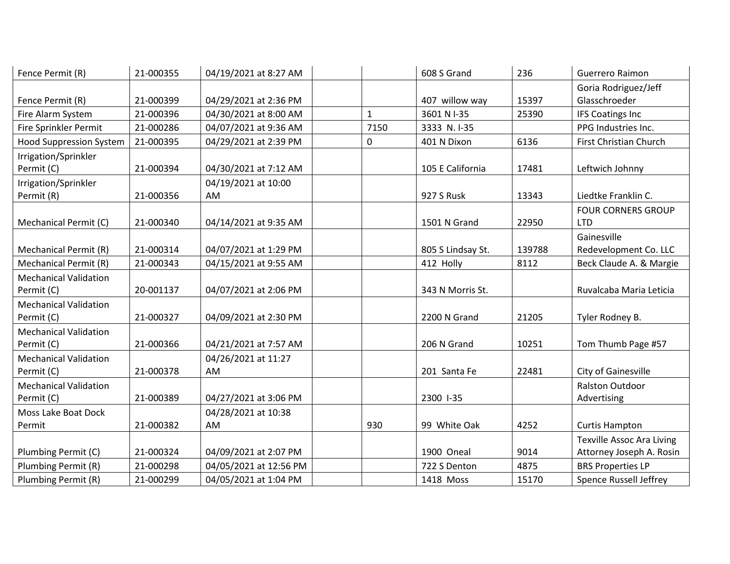| | | | | | | | |
|---|---|---|---|---|---|---|---|
| Fence Permit (R) | 21-000355 | 04/19/2021 at 8:27 AM | | | 608 S Grand | 236 | Guerrero Raimon |
| Fence Permit (R) | 21-000399 | 04/29/2021 at 2:36 PM | | | 407 willow way | 15397 | Goria Rodriguez/Jeff Glasschroeder |
| Fire Alarm System | 21-000396 | 04/30/2021 at 8:00 AM | | 1 | 3601 N I-35 | 25390 | IFS Coatings Inc |
| Fire Sprinkler Permit | 21-000286 | 04/07/2021 at 9:36 AM | | 7150 | 3333 N. I-35 | | PPG Industries Inc. |
| Hood Suppression System | 21-000395 | 04/29/2021 at 2:39 PM | | 0 | 401 N Dixon | 6136 | First Christian Church |
| Irrigation/Sprinkler Permit (C) | 21-000394 | 04/30/2021 at 7:12 AM | | | 105 E California | 17481 | Leftwich Johnny |
| Irrigation/Sprinkler Permit (R) | 21-000356 | 04/19/2021 at 10:00 AM | | | 927 S Rusk | 13343 | Liedtke Franklin C. |
| Mechanical Permit (C) | 21-000340 | 04/14/2021 at 9:35 AM | | | 1501 N Grand | 22950 | FOUR CORNERS GROUP LTD |
| Mechanical Permit (R) | 21-000314 | 04/07/2021 at 1:29 PM | | | 805 S Lindsay St. | 139788 | Gainesville Redevelopment Co. LLC |
| Mechanical Permit (R) | 21-000343 | 04/15/2021 at 9:55 AM | | | 412 Holly | 8112 | Beck Claude A. & Margie |
| Mechanical Validation Permit (C) | 20-001137 | 04/07/2021 at 2:06 PM | | | 343 N Morris St. | | Ruvalcaba Maria Leticia |
| Mechanical Validation Permit (C) | 21-000327 | 04/09/2021 at 2:30 PM | | | 2200 N Grand | 21205 | Tyler Rodney B. |
| Mechanical Validation Permit (C) | 21-000366 | 04/21/2021 at 7:57 AM | | | 206 N Grand | 10251 | Tom Thumb Page #57 |
| Mechanical Validation Permit (C) | 21-000378 | 04/26/2021 at 11:27 AM | | | 201 Santa Fe | 22481 | City of Gainesville |
| Mechanical Validation Permit (C) | 21-000389 | 04/27/2021 at 3:06 PM | | | 2300 I-35 | | Ralston Outdoor Advertising |
| Moss Lake Boat Dock Permit | 21-000382 | 04/28/2021 at 10:38 AM | | 930 | 99 White Oak | 4252 | Curtis Hampton |
| Plumbing Permit (C) | 21-000324 | 04/09/2021 at 2:07 PM | | | 1900 Oneal | 9014 | Texville Assoc Ara Living Attorney Joseph A. Rosin |
| Plumbing Permit (R) | 21-000298 | 04/05/2021 at 12:56 PM | | | 722 S Denton | 4875 | BRS Properties LP |
| Plumbing Permit (R) | 21-000299 | 04/05/2021 at 1:04 PM | | | 1418 Moss | 15170 | Spence Russell Jeffrey |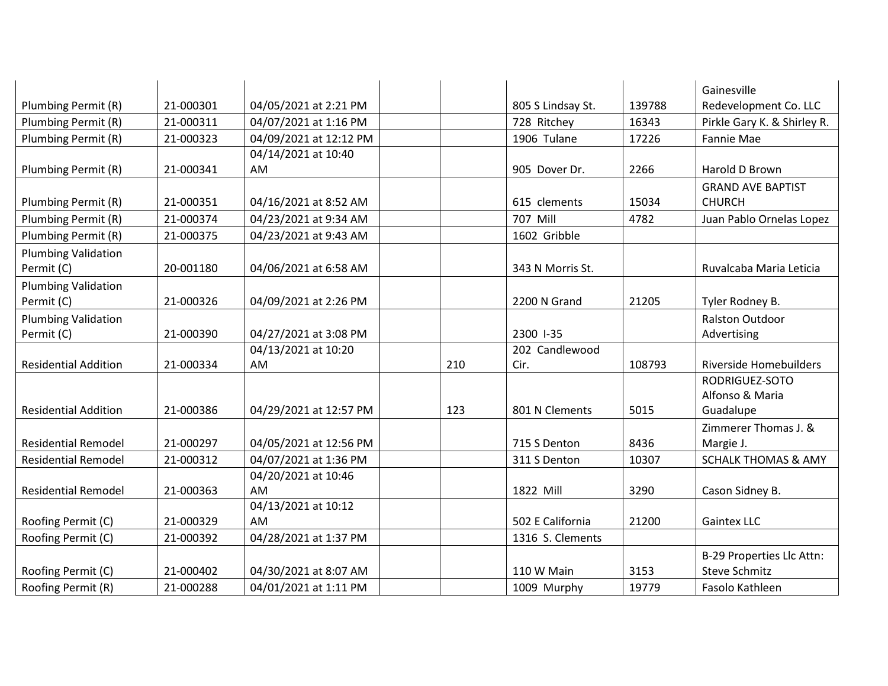|  |  |  |  |  |  |  |  |
|---|---|---|---|---|---|---|---|
| Plumbing Permit (R) | 21-000301 | 04/05/2021 at 2:21 PM |  |  | 805 S Lindsay St. | 139788 | Gainesville Redevelopment Co. LLC |
| Plumbing Permit (R) | 21-000311 | 04/07/2021 at 1:16 PM |  |  | 728 Ritchey | 16343 | Pirkle Gary K. & Shirley R. |
| Plumbing Permit (R) | 21-000323 | 04/09/2021 at 12:12 PM |  |  | 1906 Tulane | 17226 | Fannie Mae |
| Plumbing Permit (R) | 21-000341 | 04/14/2021 at 10:40 AM |  |  | 905 Dover Dr. | 2266 | Harold D Brown |
| Plumbing Permit (R) | 21-000351 | 04/16/2021 at 8:52 AM |  |  | 615 clements | 15034 | GRAND AVE BAPTIST CHURCH |
| Plumbing Permit (R) | 21-000374 | 04/23/2021 at 9:34 AM |  |  | 707 Mill | 4782 | Juan Pablo Ornelas Lopez |
| Plumbing Permit (R) | 21-000375 | 04/23/2021 at 9:43 AM |  |  | 1602 Gribble |  |  |
| Plumbing Validation Permit (C) | 20-001180 | 04/06/2021 at 6:58 AM |  |  | 343 N Morris St. |  | Ruvalcaba Maria Leticia |
| Plumbing Validation Permit (C) | 21-000326 | 04/09/2021 at 2:26 PM |  |  | 2200 N Grand | 21205 | Tyler Rodney B. |
| Plumbing Validation Permit (C) | 21-000390 | 04/27/2021 at 3:08 PM |  |  | 2300 I-35 |  | Ralston Outdoor Advertising |
| Residential Addition | 21-000334 | 04/13/2021 at 10:20 AM |  | 210 | 202 Candlewood Cir. | 108793 | Riverside Homebuilders |
| Residential Addition | 21-000386 | 04/29/2021 at 12:57 PM |  | 123 | 801 N Clements | 5015 | RODRIGUEZ-SOTO Alfonso & Maria Guadalupe |
| Residential Remodel | 21-000297 | 04/05/2021 at 12:56 PM |  |  | 715 S Denton | 8436 | Zimmerer Thomas J. & Margie J. |
| Residential Remodel | 21-000312 | 04/07/2021 at 1:36 PM |  |  | 311 S Denton | 10307 | SCHALK THOMAS & AMY |
| Residential Remodel | 21-000363 | 04/20/2021 at 10:46 AM |  |  | 1822 Mill | 3290 | Cason Sidney B. |
| Roofing Permit (C) | 21-000329 | 04/13/2021 at 10:12 AM |  |  | 502 E California | 21200 | Gaintex LLC |
| Roofing Permit (C) | 21-000392 | 04/28/2021 at 1:37 PM |  |  | 1316 S. Clements |  |  |
| Roofing Permit (C) | 21-000402 | 04/30/2021 at 8:07 AM |  |  | 110 W Main | 3153 | B-29 Properties Llc Attn: Steve Schmitz |
| Roofing Permit (R) | 21-000288 | 04/01/2021 at 1:11 PM |  |  | 1009 Murphy | 19779 | Fasolo Kathleen |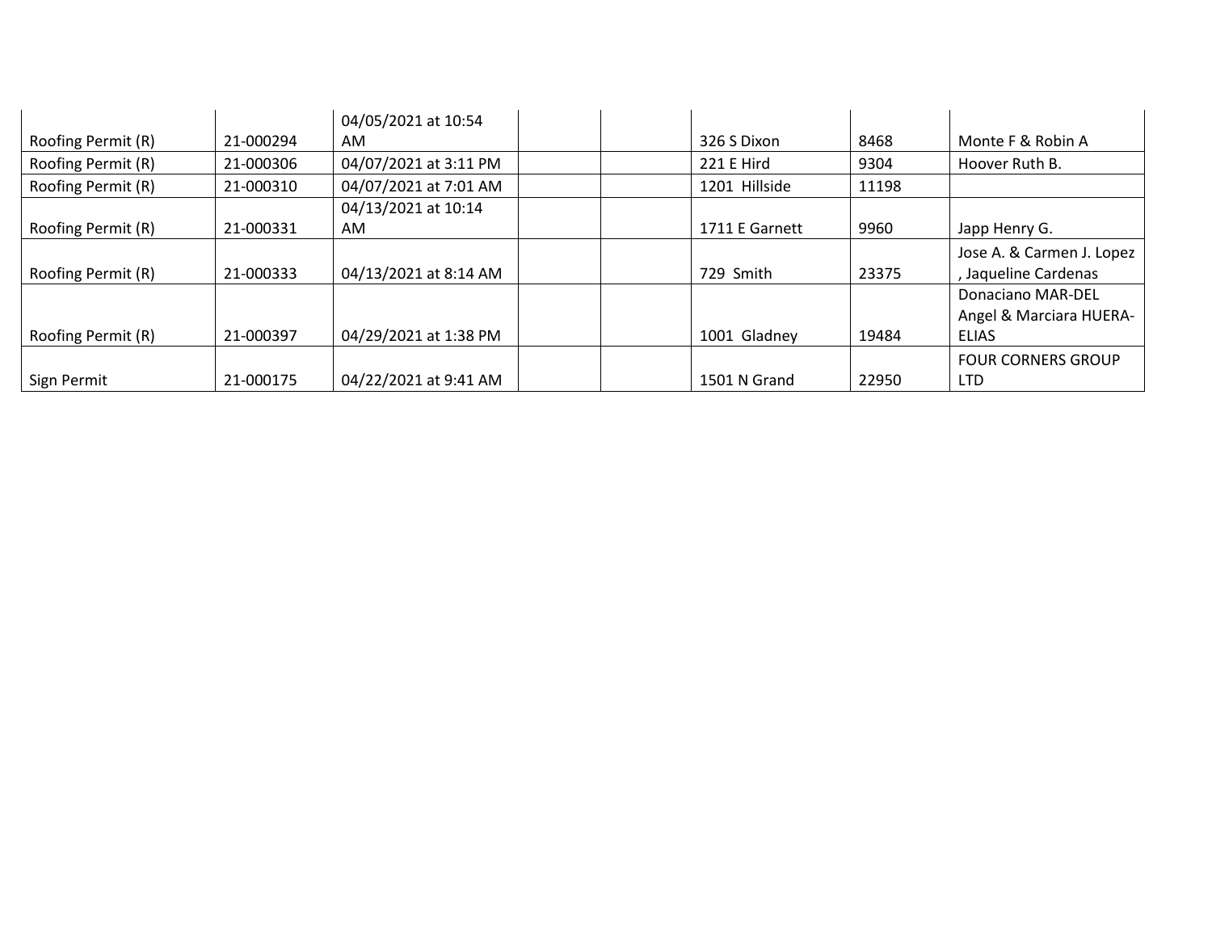| | | | | | | | |
|---|---|---|---|---|---|---|---|
| Roofing Permit (R) | 21-000294 | 04/05/2021 at 10:54 AM | | | 326 S Dixon | 8468 | Monte F & Robin A |
| Roofing Permit (R) | 21-000306 | 04/07/2021 at 3:11 PM | | | 221 E Hird | 9304 | Hoover Ruth B. |
| Roofing Permit (R) | 21-000310 | 04/07/2021 at 7:01 AM | | | 1201 Hillside | 11198 | |
| Roofing Permit (R) | 21-000331 | 04/13/2021 at 10:14 AM | | | 1711 E Garnett | 9960 | Japp Henry G. |
| Roofing Permit (R) | 21-000333 | 04/13/2021 at 8:14 AM | | | 729 Smith | 23375 | Jose A. & Carmen J. Lopez , Jaqueline Cardenas |
| Roofing Permit (R) | 21-000397 | 04/29/2021 at 1:38 PM | | | 1001 Gladney | 19484 | Donaciano MAR-DEL Angel & Marciara HUERA-ELIAS |
| Sign Permit | 21-000175 | 04/22/2021 at 9:41 AM | | | 1501 N Grand | 22950 | FOUR CORNERS GROUP LTD |